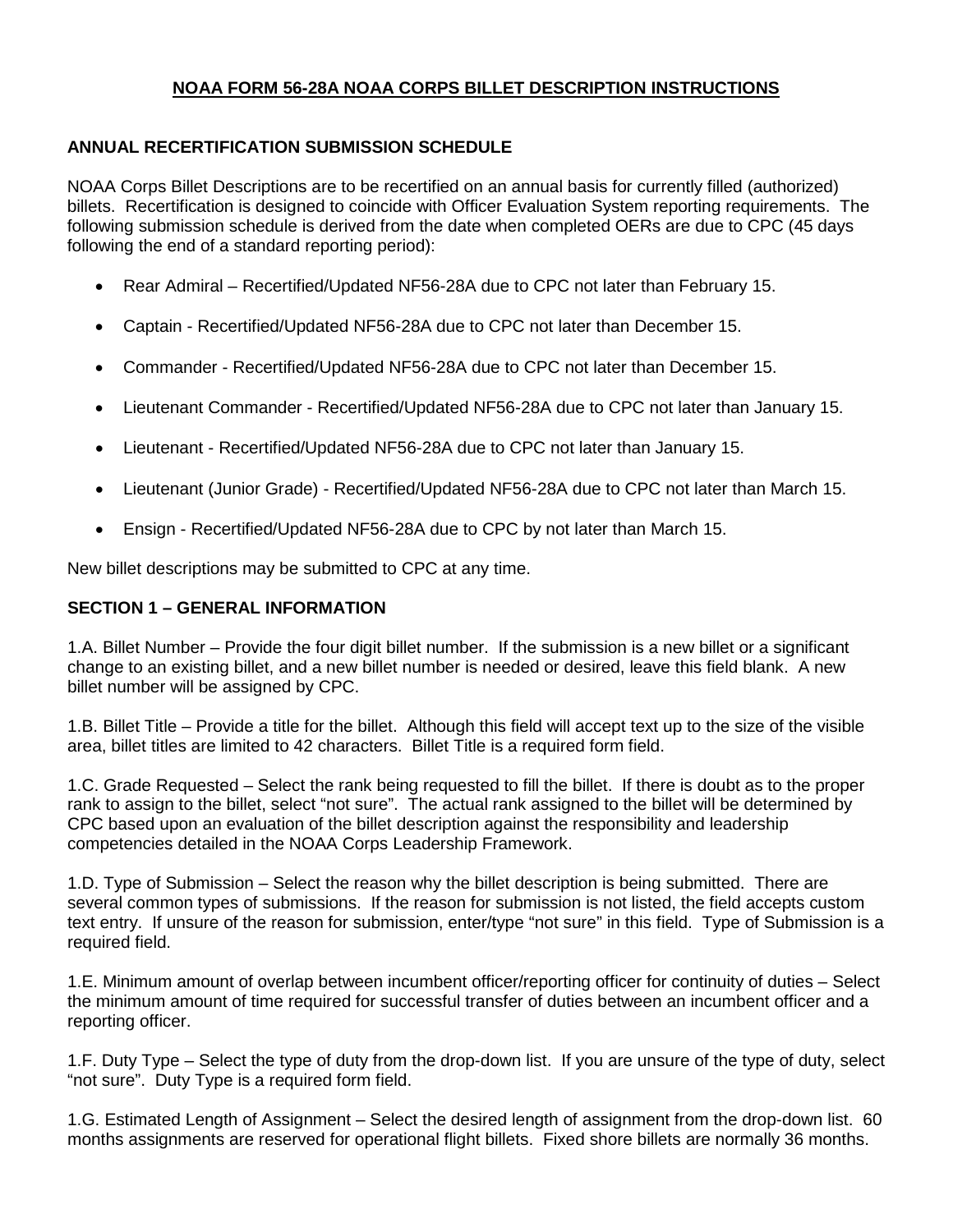# NOAA FORM 56-28A NOAA CORPS BILLET DESCRIPTION INSTRUCTIONS

## ANNUAL RECERTIFICATION SUBMISSION SCHEDULE

NOAA Corps Billet Descriptions are to be recertified on an annual basis for currently filled (authorized) billets. Recertification is designed to coincide with Officer Evaluation System reporting requirements. The following submission schedule is derived from the date when completed OERs are due to CPC (45 days following the end of a standard reporting period):

- Rear Admiral – Recertified/Updated NF56-28A due to CPC not later than February 15.
- Captain - Recertified/Updated NF56-28A due to CPC not later than December 15.
- Commander - Recertified/Updated NF56-28A due to CPC not later than December 15.
- Lieutenant Commander - Recertified/Updated NF56-28A due to CPC not later than January 15.
- Lieutenant - Recertified/Updated NF56-28A due to CPC not later than January 15.
- Lieutenant (Junior Grade) - Recertified/Updated NF56-28A due to CPC not later than March 15.
- Ensign - Recertified/Updated NF56-28A due to CPC by not later than March 15.

New billet descriptions may be submitted to CPC at any time.

## SECTION 1 – GENERAL INFORMATION

1.A. Billet Number – Provide the four digit billet number. If the submission is a new billet or a significant change to an existing billet, and a new billet number is needed or desired, leave this field blank. A new billet number will be assigned by CPC.

1.B. Billet Title – Provide a title for the billet. Although this field will accept text up to the size of the visible area, billet titles are limited to 42 characters. Billet Title is a required form field.

1.C. Grade Requested – Select the rank being requested to fill the billet. If there is doubt as to the proper rank to assign to the billet, select "not sure". The actual rank assigned to the billet will be determined by CPC based upon an evaluation of the billet description against the responsibility and leadership competencies detailed in the NOAA Corps Leadership Framework.

1.D. Type of Submission – Select the reason why the billet description is being submitted. There are several common types of submissions. If the reason for submission is not listed, the field accepts custom text entry. If unsure of the reason for submission, enter/type "not sure" in this field. Type of Submission is a required field.

1.E. Minimum amount of overlap between incumbent officer/reporting officer for continuity of duties – Select the minimum amount of time required for successful transfer of duties between an incumbent officer and a reporting officer.

1.F. Duty Type – Select the type of duty from the drop-down list. If you are unsure of the type of duty, select "not sure". Duty Type is a required form field.

1.G. Estimated Length of Assignment – Select the desired length of assignment from the drop-down list. 60 months assignments are reserved for operational flight billets. Fixed shore billets are normally 36 months.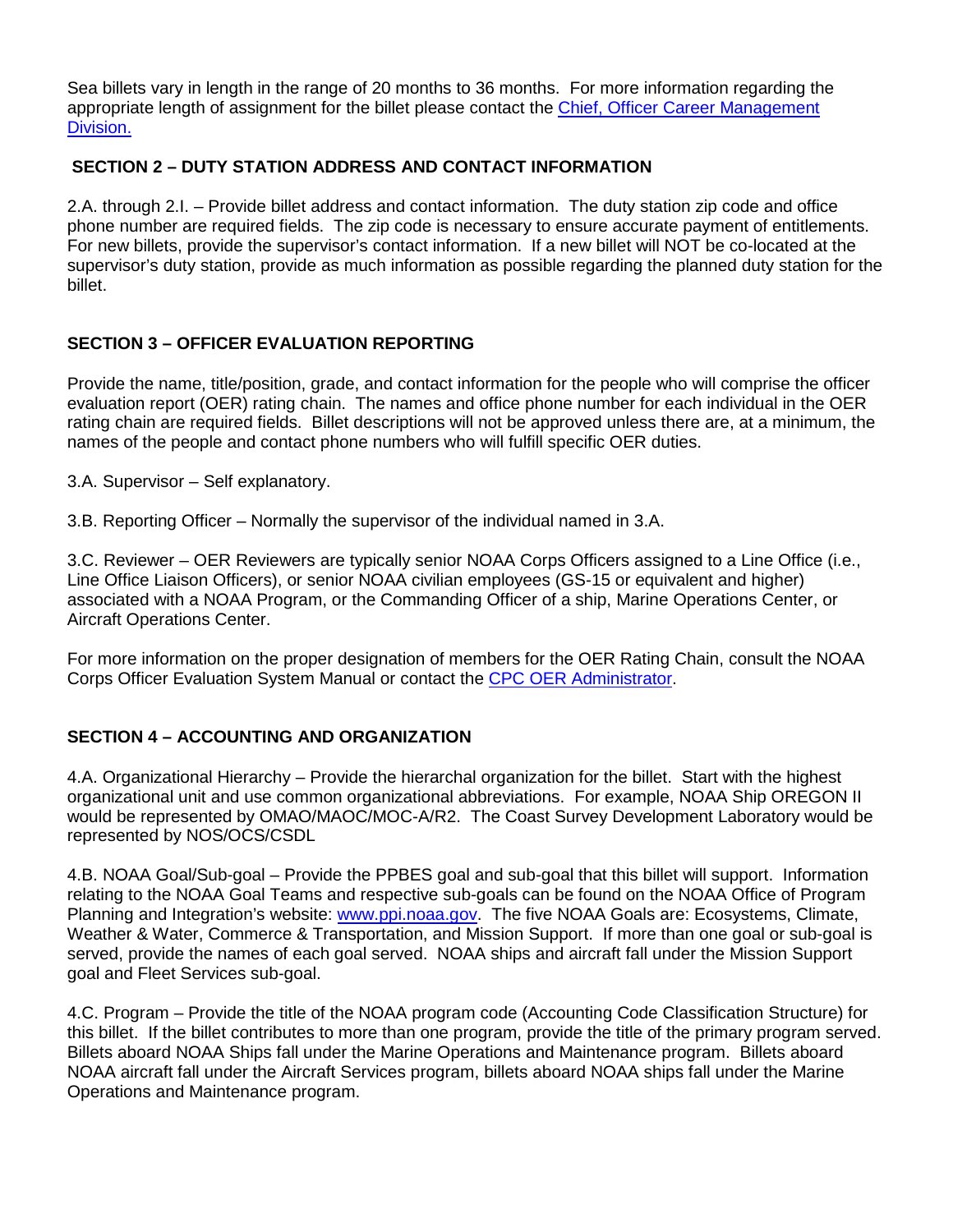Sea billets vary in length in the range of 20 months to 36 months. For more information regarding the appropriate length of assignment for the billet please contact the [Chief, Officer Career Management Division.](#)

## SECTION 2 – DUTY STATION ADDRESS AND CONTACT INFORMATION

2.A. through 2.I. – Provide billet address and contact information. The duty station zip code and office phone number are required fields. The zip code is necessary to ensure accurate payment of entitlements. For new billets, provide the supervisor's contact information. If a new billet will NOT be co-located at the supervisor's duty station, provide as much information as possible regarding the planned duty station for the billet.

## SECTION 3 – OFFICER EVALUATION REPORTING

Provide the name, title/position, grade, and contact information for the people who will comprise the officer evaluation report (OER) rating chain. The names and office phone number for each individual in the OER rating chain are required fields. Billet descriptions will not be approved unless there are, at a minimum, the names of the people and contact phone numbers who will fulfill specific OER duties.

3.A. Supervisor – Self explanatory.

3.B. Reporting Officer – Normally the supervisor of the individual named in 3.A.

3.C. Reviewer – OER Reviewers are typically senior NOAA Corps Officers assigned to a Line Office (i.e., Line Office Liaison Officers), or senior NOAA civilian employees (GS-15 or equivalent and higher) associated with a NOAA Program, or the Commanding Officer of a ship, Marine Operations Center, or Aircraft Operations Center.

For more information on the proper designation of members for the OER Rating Chain, consult the NOAA Corps Officer Evaluation System Manual or contact the [CPC OER Administrator](#).

## SECTION 4 – ACCOUNTING AND ORGANIZATION

4.A. Organizational Hierarchy – Provide the hierarchal organization for the billet. Start with the highest organizational unit and use common organizational abbreviations. For example, NOAA Ship OREGON II would be represented by OMAO/MAOC/MOC-A/R2. The Coast Survey Development Laboratory would be represented by NOS/OCS/CSDL

4.B. NOAA Goal/Sub-goal – Provide the PPBES goal and sub-goal that this billet will support. Information relating to the NOAA Goal Teams and respective sub-goals can be found on the NOAA Office of Program Planning and Integration's website: [www.ppi.noaa.gov](http://www.ppi.noaa.gov). The five NOAA Goals are: Ecosystems, Climate, Weather & Water, Commerce & Transportation, and Mission Support. If more than one goal or sub-goal is served, provide the names of each goal served. NOAA ships and aircraft fall under the Mission Support goal and Fleet Services sub-goal.

4.C. Program – Provide the title of the NOAA program code (Accounting Code Classification Structure) for this billet. If the billet contributes to more than one program, provide the title of the primary program served. Billets aboard NOAA Ships fall under the Marine Operations and Maintenance program. Billets aboard NOAA aircraft fall under the Aircraft Services program, billets aboard NOAA ships fall under the Marine Operations and Maintenance program.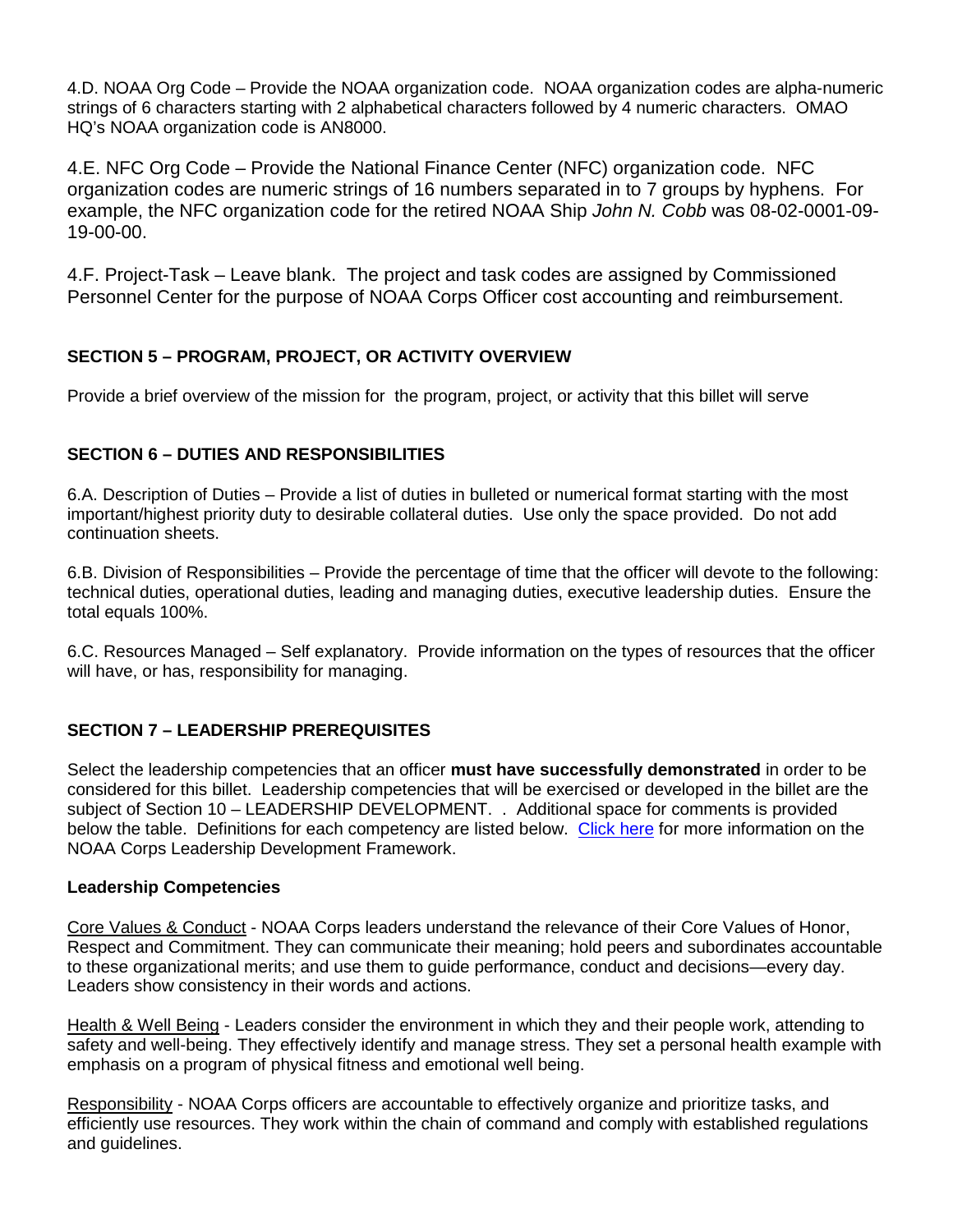4.D. NOAA Org Code – Provide the NOAA organization code. NOAA organization codes are alpha-numeric strings of 6 characters starting with 2 alphabetical characters followed by 4 numeric characters. OMAO HQ's NOAA organization code is AN8000.

4.E. NFC Org Code – Provide the National Finance Center (NFC) organization code. NFC organization codes are numeric strings of 16 numbers separated in to 7 groups by hyphens. For example, the NFC organization code for the retired NOAA Ship *John N. Cobb* was 08-02-0001-09-19-00-00.

4.F. Project-Task – Leave blank. The project and task codes are assigned by Commissioned Personnel Center for the purpose of NOAA Corps Officer cost accounting and reimbursement.

## SECTION 5 – PROGRAM, PROJECT, OR ACTIVITY OVERVIEW

Provide a brief overview of the mission for the program, project, or activity that this billet will serve

## SECTION 6 – DUTIES AND RESPONSIBILITIES

6.A. Description of Duties – Provide a list of duties in bulleted or numerical format starting with the most important/highest priority duty to desirable collateral duties. Use only the space provided. Do not add continuation sheets.

6.B. Division of Responsibilities – Provide the percentage of time that the officer will devote to the following: technical duties, operational duties, leading and managing duties, executive leadership duties. Ensure the total equals 100%.

6.C. Resources Managed – Self explanatory. Provide information on the types of resources that the officer will have, or has, responsibility for managing.

## SECTION 7 – LEADERSHIP PREREQUISITES

Select the leadership competencies that an officer **must have successfully demonstrated** in order to be considered for this billet. Leadership competencies that will be exercised or developed in the billet are the subject of Section 10 – LEADERSHIP DEVELOPMENT. . Additional space for comments is provided below the table. Definitions for each competency are listed below. [Click here] for more information on the NOAA Corps Leadership Development Framework.

### Leadership Competencies

Core Values & Conduct - NOAA Corps leaders understand the relevance of their Core Values of Honor, Respect and Commitment. They can communicate their meaning; hold peers and subordinates accountable to these organizational merits; and use them to guide performance, conduct and decisions—every day. Leaders show consistency in their words and actions.

Health & Well Being - Leaders consider the environment in which they and their people work, attending to safety and well-being. They effectively identify and manage stress. They set a personal health example with emphasis on a program of physical fitness and emotional well being.

Responsibility - NOAA Corps officers are accountable to effectively organize and prioritize tasks, and efficiently use resources. They work within the chain of command and comply with established regulations and guidelines.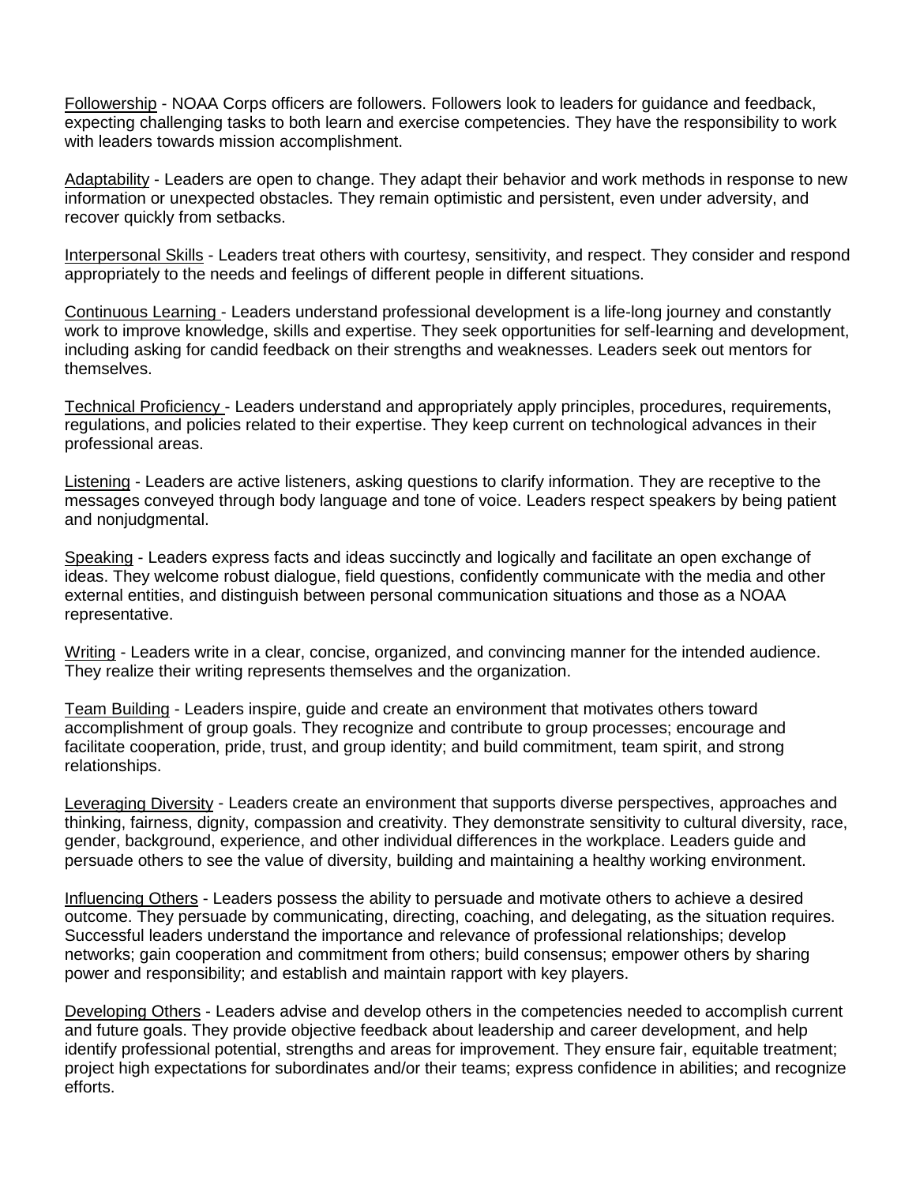<u>Followership</u> - NOAA Corps officers are followers. Followers look to leaders for guidance and feedback, expecting challenging tasks to both learn and exercise competencies. They have the responsibility to work with leaders towards mission accomplishment.

<u>Adaptability</u> - Leaders are open to change. They adapt their behavior and work methods in response to new information or unexpected obstacles. They remain optimistic and persistent, even under adversity, and recover quickly from setbacks.

<u>Interpersonal Skills</u> - Leaders treat others with courtesy, sensitivity, and respect. They consider and respond appropriately to the needs and feelings of different people in different situations.

<u>Continuous Learning</u> - Leaders understand professional development is a life-long journey and constantly work to improve knowledge, skills and expertise. They seek opportunities for self-learning and development, including asking for candid feedback on their strengths and weaknesses. Leaders seek out mentors for themselves.

<u>Technical Proficiency</u> - Leaders understand and appropriately apply principles, procedures, requirements, regulations, and policies related to their expertise. They keep current on technological advances in their professional areas.

<u>Listening</u> - Leaders are active listeners, asking questions to clarify information. They are receptive to the messages conveyed through body language and tone of voice. Leaders respect speakers by being patient and nonjudgmental.

<u>Speaking</u> - Leaders express facts and ideas succinctly and logically and facilitate an open exchange of ideas. They welcome robust dialogue, field questions, confidently communicate with the media and other external entities, and distinguish between personal communication situations and those as a NOAA representative.

<u>Writing</u> - Leaders write in a clear, concise, organized, and convincing manner for the intended audience. They realize their writing represents themselves and the organization.

<u>Team Building</u> - Leaders inspire, guide and create an environment that motivates others toward accomplishment of group goals. They recognize and contribute to group processes; encourage and facilitate cooperation, pride, trust, and group identity; and build commitment, team spirit, and strong relationships.

<u>Leveraging Diversity</u> - Leaders create an environment that supports diverse perspectives, approaches and thinking, fairness, dignity, compassion and creativity. They demonstrate sensitivity to cultural diversity, race, gender, background, experience, and other individual differences in the workplace. Leaders guide and persuade others to see the value of diversity, building and maintaining a healthy working environment.

<u>Influencing Others</u> - Leaders possess the ability to persuade and motivate others to achieve a desired outcome. They persuade by communicating, directing, coaching, and delegating, as the situation requires. Successful leaders understand the importance and relevance of professional relationships; develop networks; gain cooperation and commitment from others; build consensus; empower others by sharing power and responsibility; and establish and maintain rapport with key players.

<u>Developing Others</u> - Leaders advise and develop others in the competencies needed to accomplish current and future goals. They provide objective feedback about leadership and career development, and help identify professional potential, strengths and areas for improvement. They ensure fair, equitable treatment; project high expectations for subordinates and/or their teams; express confidence in abilities; and recognize efforts.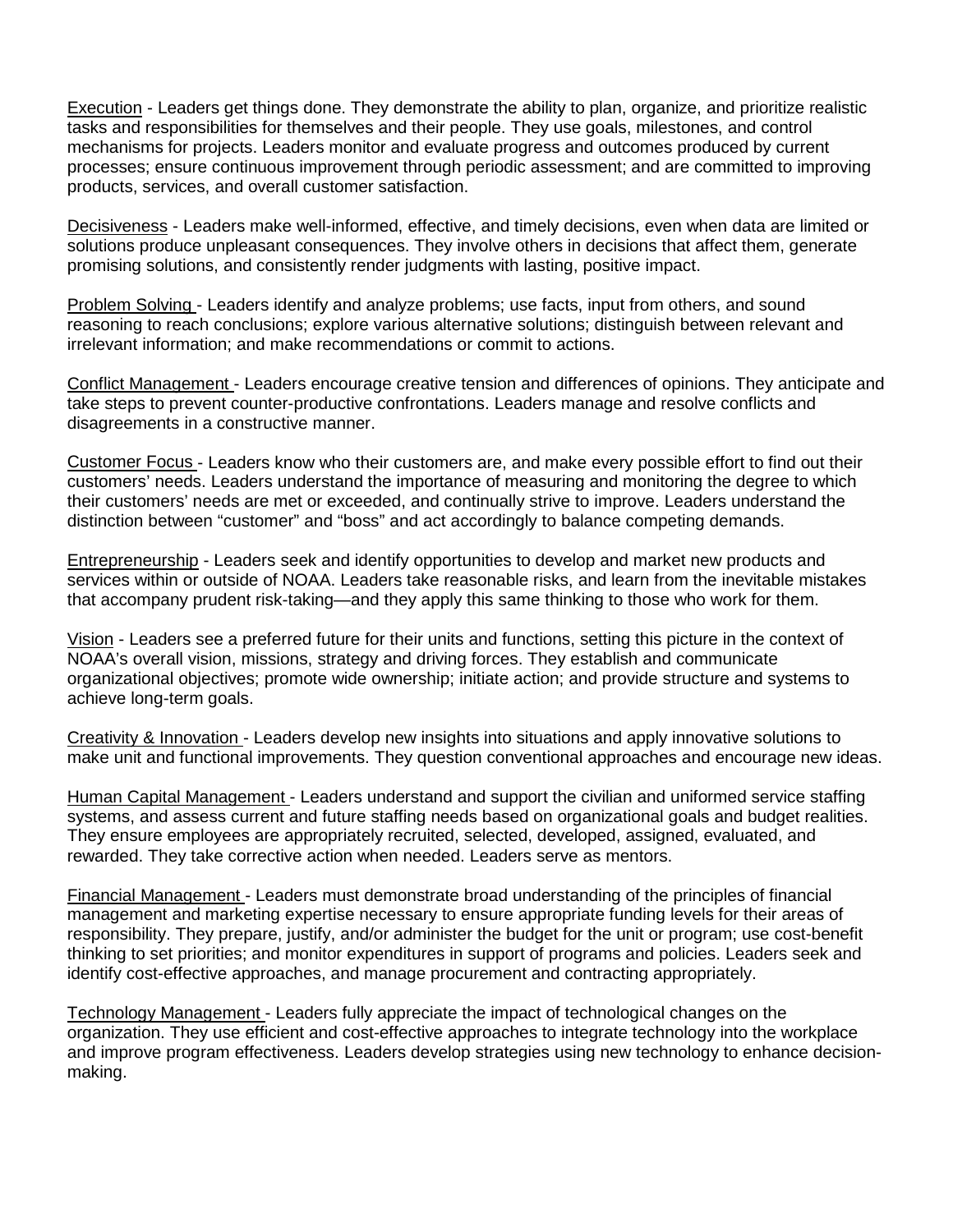<u>Execution</u> - Leaders get things done. They demonstrate the ability to plan, organize, and prioritize realistic tasks and responsibilities for themselves and their people. They use goals, milestones, and control mechanisms for projects. Leaders monitor and evaluate progress and outcomes produced by current processes; ensure continuous improvement through periodic assessment; and are committed to improving products, services, and overall customer satisfaction.

<u>Decisiveness</u> - Leaders make well-informed, effective, and timely decisions, even when data are limited or solutions produce unpleasant consequences. They involve others in decisions that affect them, generate promising solutions, and consistently render judgments with lasting, positive impact.

<u>Problem Solving</u> - Leaders identify and analyze problems; use facts, input from others, and sound reasoning to reach conclusions; explore various alternative solutions; distinguish between relevant and irrelevant information; and make recommendations or commit to actions.

<u>Conflict Management</u> - Leaders encourage creative tension and differences of opinions. They anticipate and take steps to prevent counter-productive confrontations. Leaders manage and resolve conflicts and disagreements in a constructive manner.

<u>Customer Focus</u> - Leaders know who their customers are, and make every possible effort to find out their customers' needs. Leaders understand the importance of measuring and monitoring the degree to which their customers' needs are met or exceeded, and continually strive to improve. Leaders understand the distinction between "customer" and "boss" and act accordingly to balance competing demands.

<u>Entrepreneurship</u> - Leaders seek and identify opportunities to develop and market new products and services within or outside of NOAA. Leaders take reasonable risks, and learn from the inevitable mistakes that accompany prudent risk-taking—and they apply this same thinking to those who work for them.

<u>Vision</u> - Leaders see a preferred future for their units and functions, setting this picture in the context of NOAA's overall vision, missions, strategy and driving forces. They establish and communicate organizational objectives; promote wide ownership; initiate action; and provide structure and systems to achieve long-term goals.

<u>Creativity & Innovation</u> - Leaders develop new insights into situations and apply innovative solutions to make unit and functional improvements. They question conventional approaches and encourage new ideas.

<u>Human Capital Management</u> - Leaders understand and support the civilian and uniformed service staffing systems, and assess current and future staffing needs based on organizational goals and budget realities. They ensure employees are appropriately recruited, selected, developed, assigned, evaluated, and rewarded. They take corrective action when needed. Leaders serve as mentors.

<u>Financial Management</u> - Leaders must demonstrate broad understanding of the principles of financial management and marketing expertise necessary to ensure appropriate funding levels for their areas of responsibility. They prepare, justify, and/or administer the budget for the unit or program; use cost-benefit thinking to set priorities; and monitor expenditures in support of programs and policies. Leaders seek and identify cost-effective approaches, and manage procurement and contracting appropriately.

<u>Technology Management</u> - Leaders fully appreciate the impact of technological changes on the organization. They use efficient and cost-effective approaches to integrate technology into the workplace and improve program effectiveness. Leaders develop strategies using new technology to enhance decision-making.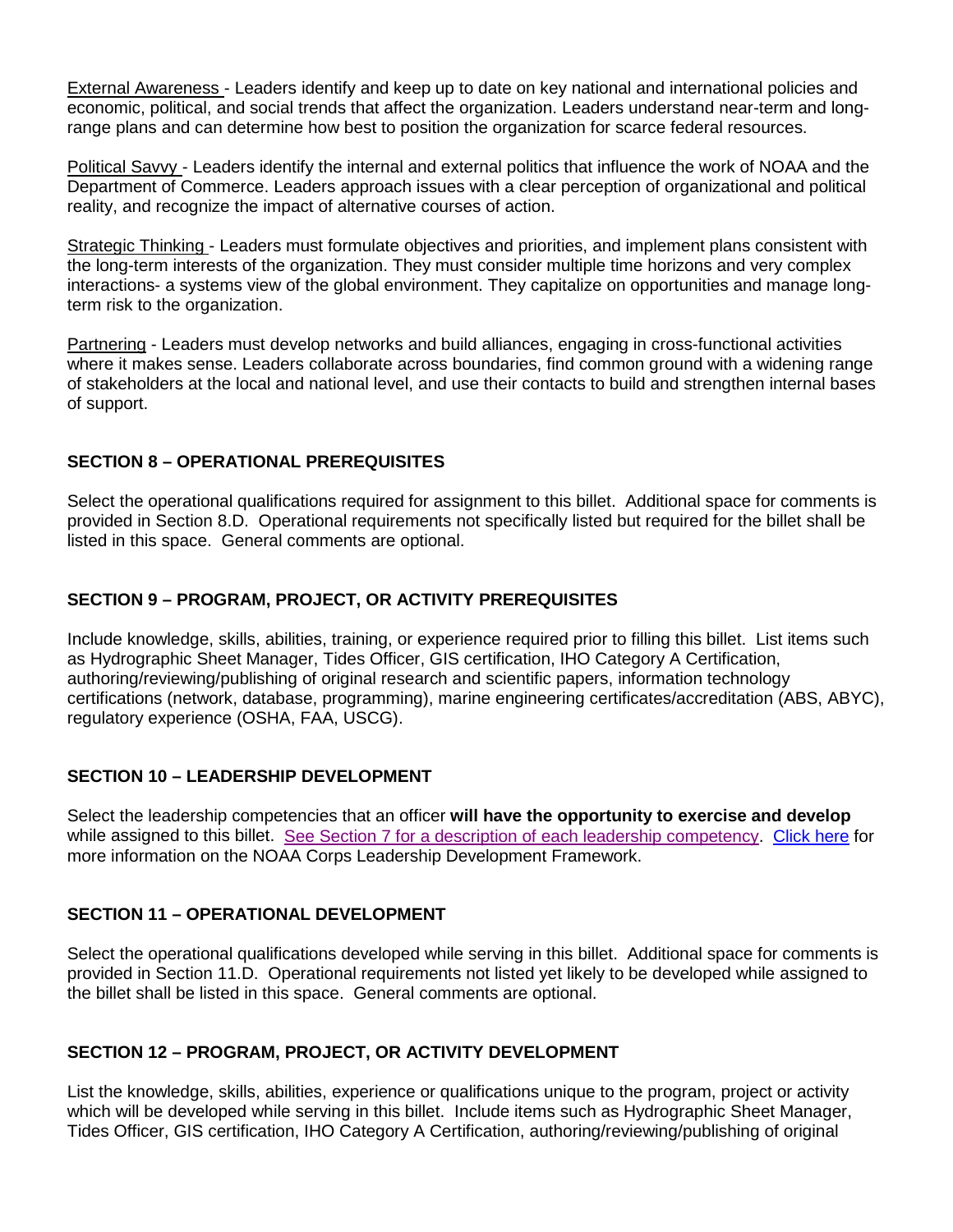External Awareness - Leaders identify and keep up to date on key national and international policies and economic, political, and social trends that affect the organization. Leaders understand near-term and long-range plans and can determine how best to position the organization for scarce federal resources.

Political Savvy - Leaders identify the internal and external politics that influence the work of NOAA and the Department of Commerce. Leaders approach issues with a clear perception of organizational and political reality, and recognize the impact of alternative courses of action.

Strategic Thinking - Leaders must formulate objectives and priorities, and implement plans consistent with the long-term interests of the organization. They must consider multiple time horizons and very complex interactions- a systems view of the global environment. They capitalize on opportunities and manage long-term risk to the organization.

Partnering - Leaders must develop networks and build alliances, engaging in cross-functional activities where it makes sense. Leaders collaborate across boundaries, find common ground with a widening range of stakeholders at the local and national level, and use their contacts to build and strengthen internal bases of support.

## SECTION 8 – OPERATIONAL PREREQUISITES

Select the operational qualifications required for assignment to this billet. Additional space for comments is provided in Section 8.D. Operational requirements not specifically listed but required for the billet shall be listed in this space. General comments are optional.

## SECTION 9 – PROGRAM, PROJECT, OR ACTIVITY PREREQUISITES

Include knowledge, skills, abilities, training, or experience required prior to filling this billet. List items such as Hydrographic Sheet Manager, Tides Officer, GIS certification, IHO Category A Certification, authoring/reviewing/publishing of original research and scientific papers, information technology certifications (network, database, programming), marine engineering certificates/accreditation (ABS, ABYC), regulatory experience (OSHA, FAA, USCG).

## SECTION 10 – LEADERSHIP DEVELOPMENT

Select the leadership competencies that an officer **will have the opportunity to exercise and develop** while assigned to this billet. See Section 7 for a description of each leadership competency. Click here for more information on the NOAA Corps Leadership Development Framework.

## SECTION 11 – OPERATIONAL DEVELOPMENT

Select the operational qualifications developed while serving in this billet. Additional space for comments is provided in Section 11.D. Operational requirements not listed yet likely to be developed while assigned to the billet shall be listed in this space. General comments are optional.

## SECTION 12 – PROGRAM, PROJECT, OR ACTIVITY DEVELOPMENT

List the knowledge, skills, abilities, experience or qualifications unique to the program, project or activity which will be developed while serving in this billet. Include items such as Hydrographic Sheet Manager, Tides Officer, GIS certification, IHO Category A Certification, authoring/reviewing/publishing of original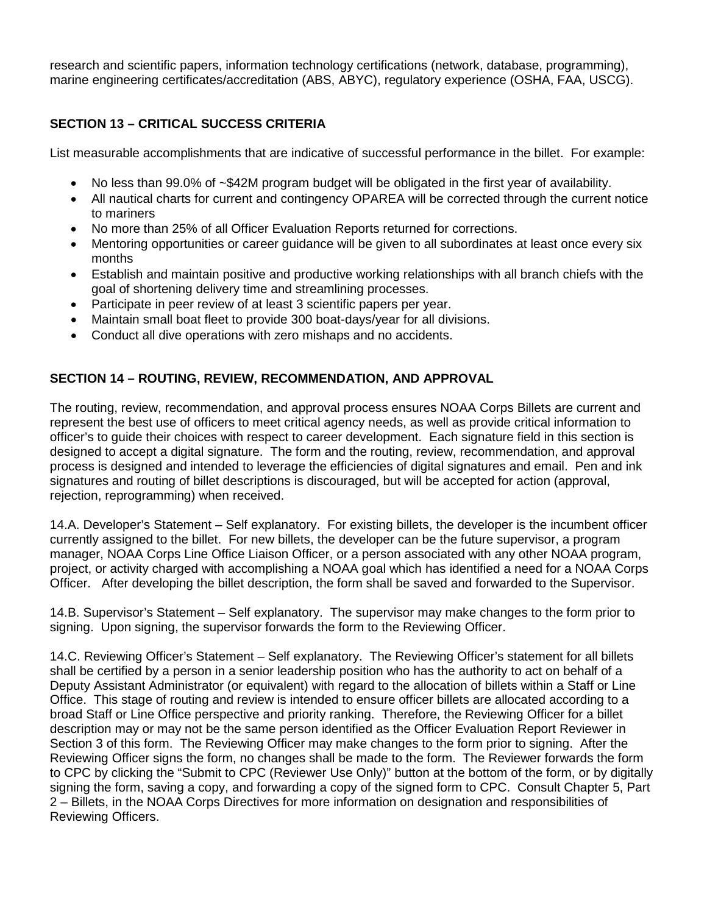research and scientific papers, information technology certifications (network, database, programming), marine engineering certificates/accreditation (ABS, ABYC), regulatory experience (OSHA, FAA, USCG).

## SECTION 13 – CRITICAL SUCCESS CRITERIA

List measurable accomplishments that are indicative of successful performance in the billet. For example:

- No less than 99.0% of ~$42M program budget will be obligated in the first year of availability.
- All nautical charts for current and contingency OPAREA will be corrected through the current notice to mariners
- No more than 25% of all Officer Evaluation Reports returned for corrections.
- Mentoring opportunities or career guidance will be given to all subordinates at least once every six months
- Establish and maintain positive and productive working relationships with all branch chiefs with the goal of shortening delivery time and streamlining processes.
- Participate in peer review of at least 3 scientific papers per year.
- Maintain small boat fleet to provide 300 boat-days/year for all divisions.
- Conduct all dive operations with zero mishaps and no accidents.

## SECTION 14 – ROUTING, REVIEW, RECOMMENDATION, AND APPROVAL

The routing, review, recommendation, and approval process ensures NOAA Corps Billets are current and represent the best use of officers to meet critical agency needs, as well as provide critical information to officer's to guide their choices with respect to career development. Each signature field in this section is designed to accept a digital signature. The form and the routing, review, recommendation, and approval process is designed and intended to leverage the efficiencies of digital signatures and email. Pen and ink signatures and routing of billet descriptions is discouraged, but will be accepted for action (approval, rejection, reprogramming) when received.

14.A. Developer's Statement – Self explanatory. For existing billets, the developer is the incumbent officer currently assigned to the billet. For new billets, the developer can be the future supervisor, a program manager, NOAA Corps Line Office Liaison Officer, or a person associated with any other NOAA program, project, or activity charged with accomplishing a NOAA goal which has identified a need for a NOAA Corps Officer. After developing the billet description, the form shall be saved and forwarded to the Supervisor.

14.B. Supervisor's Statement – Self explanatory. The supervisor may make changes to the form prior to signing. Upon signing, the supervisor forwards the form to the Reviewing Officer.

14.C. Reviewing Officer's Statement – Self explanatory. The Reviewing Officer's statement for all billets shall be certified by a person in a senior leadership position who has the authority to act on behalf of a Deputy Assistant Administrator (or equivalent) with regard to the allocation of billets within a Staff or Line Office. This stage of routing and review is intended to ensure officer billets are allocated according to a broad Staff or Line Office perspective and priority ranking. Therefore, the Reviewing Officer for a billet description may or may not be the same person identified as the Officer Evaluation Report Reviewer in Section 3 of this form. The Reviewing Officer may make changes to the form prior to signing. After the Reviewing Officer signs the form, no changes shall be made to the form. The Reviewer forwards the form to CPC by clicking the "Submit to CPC (Reviewer Use Only)" button at the bottom of the form, or by digitally signing the form, saving a copy, and forwarding a copy of the signed form to CPC. Consult Chapter 5, Part 2 – Billets, in the NOAA Corps Directives for more information on designation and responsibilities of Reviewing Officers.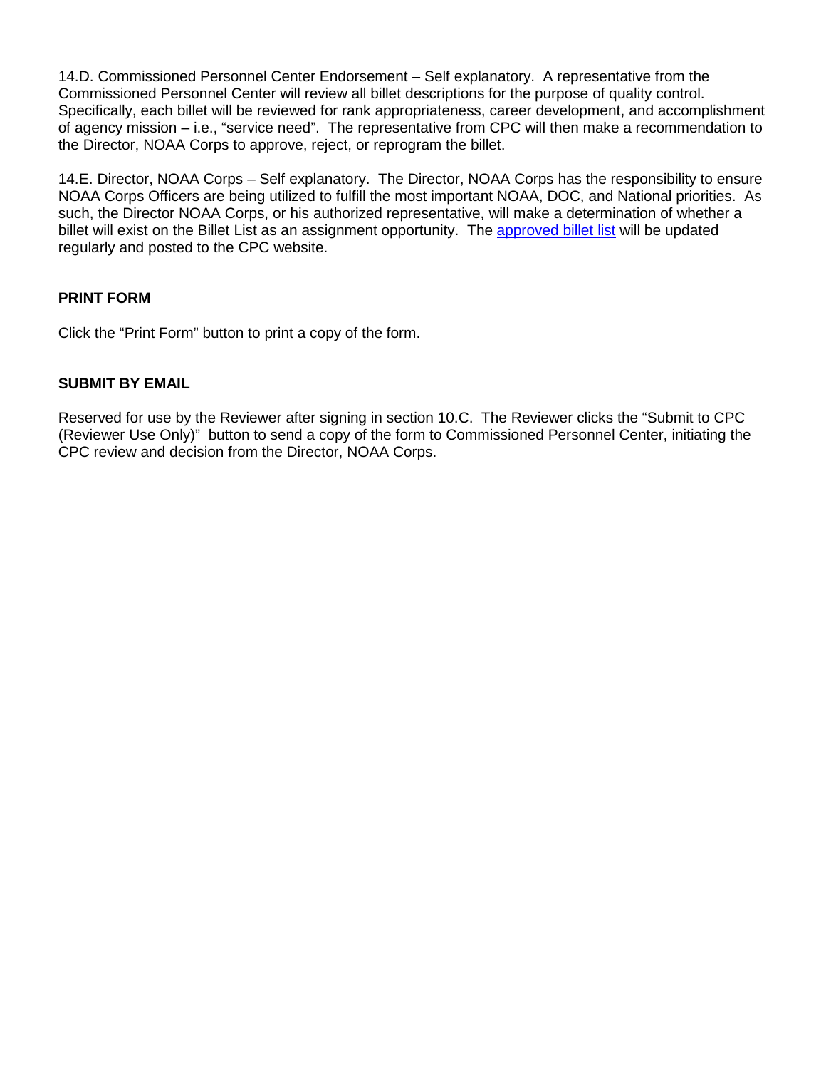14.D. Commissioned Personnel Center Endorsement – Self explanatory. A representative from the Commissioned Personnel Center will review all billet descriptions for the purpose of quality control. Specifically, each billet will be reviewed for rank appropriateness, career development, and accomplishment of agency mission – i.e., "service need". The representative from CPC will then make a recommendation to the Director, NOAA Corps to approve, reject, or reprogram the billet.

14.E. Director, NOAA Corps – Self explanatory. The Director, NOAA Corps has the responsibility to ensure NOAA Corps Officers are being utilized to fulfill the most important NOAA, DOC, and National priorities. As such, the Director NOAA Corps, or his authorized representative, will make a determination of whether a billet will exist on the Billet List as an assignment opportunity. The approved billet list will be updated regularly and posted to the CPC website.

**PRINT FORM**

Click the "Print Form" button to print a copy of the form.

**SUBMIT BY EMAIL**

Reserved for use by the Reviewer after signing in section 10.C. The Reviewer clicks the "Submit to CPC (Reviewer Use Only)" button to send a copy of the form to Commissioned Personnel Center, initiating the CPC review and decision from the Director, NOAA Corps.